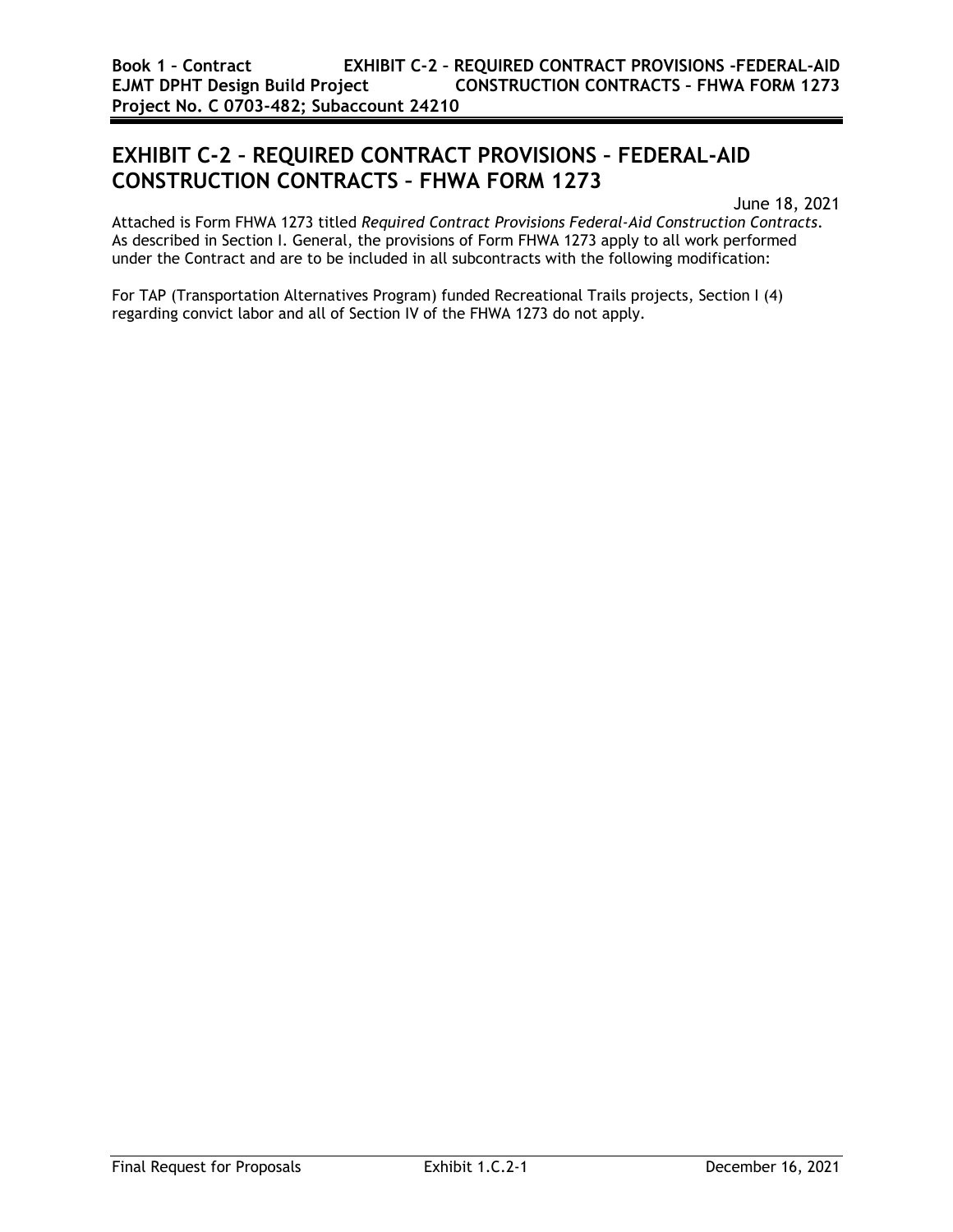# EXHIBIT C-2 – REQUIRED CONTRACT PROVISIONS – FEDERAL-AID CONSTRUCTION CONTRACTS – FHWA FORM 1273

June 18, 2021

Attached is Form FHWA 1273 titled *Required Contract Provisions Federal-Aid Construction Contracts*. As described in Section I. General, the provisions of Form FHWA 1273 apply to all work performed under the Contract and are to be included in all subcontracts with the following modification:

For TAP (Transportation Alternatives Program) funded Recreational Trails projects, Section I (4) regarding convict labor and all of Section IV of the FHWA 1273 do not apply.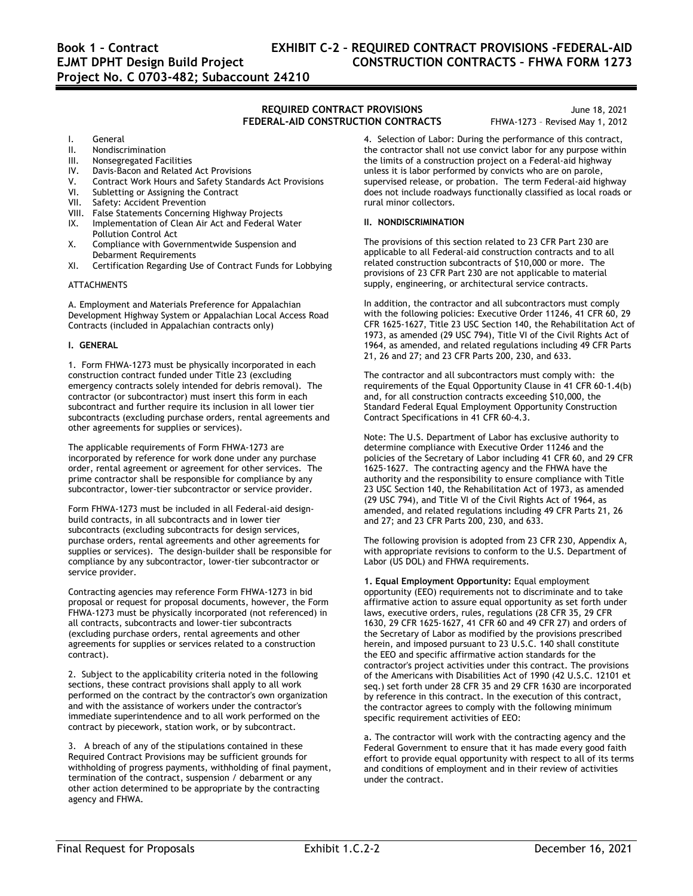**REQUIRED CONTRACT PROVISIONS**
**FEDERAL-AID CONSTRUCTION CONTRACTS**

June 18, 2021
FHWA-1273 – Revised May 1, 2012

I. General
II. Nondiscrimination
III. Nonsegregated Facilities
IV. Davis-Bacon and Related Act Provisions
V. Contract Work Hours and Safety Standards Act Provisions
VI. Subletting or Assigning the Contract
VII. Safety: Accident Prevention
VIII. False Statements Concerning Highway Projects
IX. Implementation of Clean Air Act and Federal Water Pollution Control Act
X. Compliance with Governmentwide Suspension and Debarment Requirements
XI. Certification Regarding Use of Contract Funds for Lobbying

ATTACHMENTS

A. Employment and Materials Preference for Appalachian Development Highway System or Appalachian Local Access Road Contracts (included in Appalachian contracts only)

**I. GENERAL**

1. Form FHWA-1273 must be physically incorporated in each construction contract funded under Title 23 (excluding emergency contracts solely intended for debris removal). The contractor (or subcontractor) must insert this form in each subcontract and further require its inclusion in all lower tier subcontracts (excluding purchase orders, rental agreements and other agreements for supplies or services).

The applicable requirements of Form FHWA-1273 are incorporated by reference for work done under any purchase order, rental agreement or agreement for other services. The prime contractor shall be responsible for compliance by any subcontractor, lower-tier subcontractor or service provider.

Form FHWA-1273 must be included in all Federal-aid design-build contracts, in all subcontracts and in lower tier subcontracts (excluding subcontracts for design services, purchase orders, rental agreements and other agreements for supplies or services). The design-builder shall be responsible for compliance by any subcontractor, lower-tier subcontractor or service provider.

Contracting agencies may reference Form FHWA-1273 in bid proposal or request for proposal documents, however, the Form FHWA-1273 must be physically incorporated (not referenced) in all contracts, subcontracts and lower-tier subcontracts (excluding purchase orders, rental agreements and other agreements for supplies or services related to a construction contract).

2. Subject to the applicability criteria noted in the following sections, these contract provisions shall apply to all work performed on the contract by the contractor's own organization and with the assistance of workers under the contractor's immediate superintendence and to all work performed on the contract by piecework, station work, or by subcontract.

3. A breach of any of the stipulations contained in these Required Contract Provisions may be sufficient grounds for withholding of progress payments, withholding of final payment, termination of the contract, suspension / debarment or any other action determined to be appropriate by the contracting agency and FHWA.

4. Selection of Labor: During the performance of this contract, the contractor shall not use convict labor for any purpose within the limits of a construction project on a Federal-aid highway unless it is labor performed by convicts who are on parole, supervised release, or probation. The term Federal-aid highway does not include roadways functionally classified as local roads or rural minor collectors.

**II. NONDISCRIMINATION**

The provisions of this section related to 23 CFR Part 230 are applicable to all Federal-aid construction contracts and to all related construction subcontracts of $10,000 or more. The provisions of 23 CFR Part 230 are not applicable to material supply, engineering, or architectural service contracts.

In addition, the contractor and all subcontractors must comply with the following policies: Executive Order 11246, 41 CFR 60, 29 CFR 1625-1627, Title 23 USC Section 140, the Rehabilitation Act of 1973, as amended (29 USC 794), Title VI of the Civil Rights Act of 1964, as amended, and related regulations including 49 CFR Parts 21, 26 and 27; and 23 CFR Parts 200, 230, and 633.

The contractor and all subcontractors must comply with: the requirements of the Equal Opportunity Clause in 41 CFR 60-1.4(b) and, for all construction contracts exceeding $10,000, the Standard Federal Equal Employment Opportunity Construction Contract Specifications in 41 CFR 60-4.3.

Note: The U.S. Department of Labor has exclusive authority to determine compliance with Executive Order 11246 and the policies of the Secretary of Labor including 41 CFR 60, and 29 CFR 1625-1627. The contracting agency and the FHWA have the authority and the responsibility to ensure compliance with Title 23 USC Section 140, the Rehabilitation Act of 1973, as amended (29 USC 794), and Title VI of the Civil Rights Act of 1964, as amended, and related regulations including 49 CFR Parts 21, 26 and 27; and 23 CFR Parts 200, 230, and 633.

The following provision is adopted from 23 CFR 230, Appendix A, with appropriate revisions to conform to the U.S. Department of Labor (US DOL) and FHWA requirements.

**1. Equal Employment Opportunity:** Equal employment opportunity (EEO) requirements not to discriminate and to take affirmative action to assure equal opportunity as set forth under laws, executive orders, rules, regulations (28 CFR 35, 29 CFR 1630, 29 CFR 1625-1627, 41 CFR 60 and 49 CFR 27) and orders of the Secretary of Labor as modified by the provisions prescribed herein, and imposed pursuant to 23 U.S.C. 140 shall constitute the EEO and specific affirmative action standards for the contractor's project activities under this contract. The provisions of the Americans with Disabilities Act of 1990 (42 U.S.C. 12101 et seq.) set forth under 28 CFR 35 and 29 CFR 1630 are incorporated by reference in this contract. In the execution of this contract, the contractor agrees to comply with the following minimum specific requirement activities of EEO:

a. The contractor will work with the contracting agency and the Federal Government to ensure that it has made every good faith effort to provide equal opportunity with respect to all of its terms and conditions of employment and in their review of activities under the contract.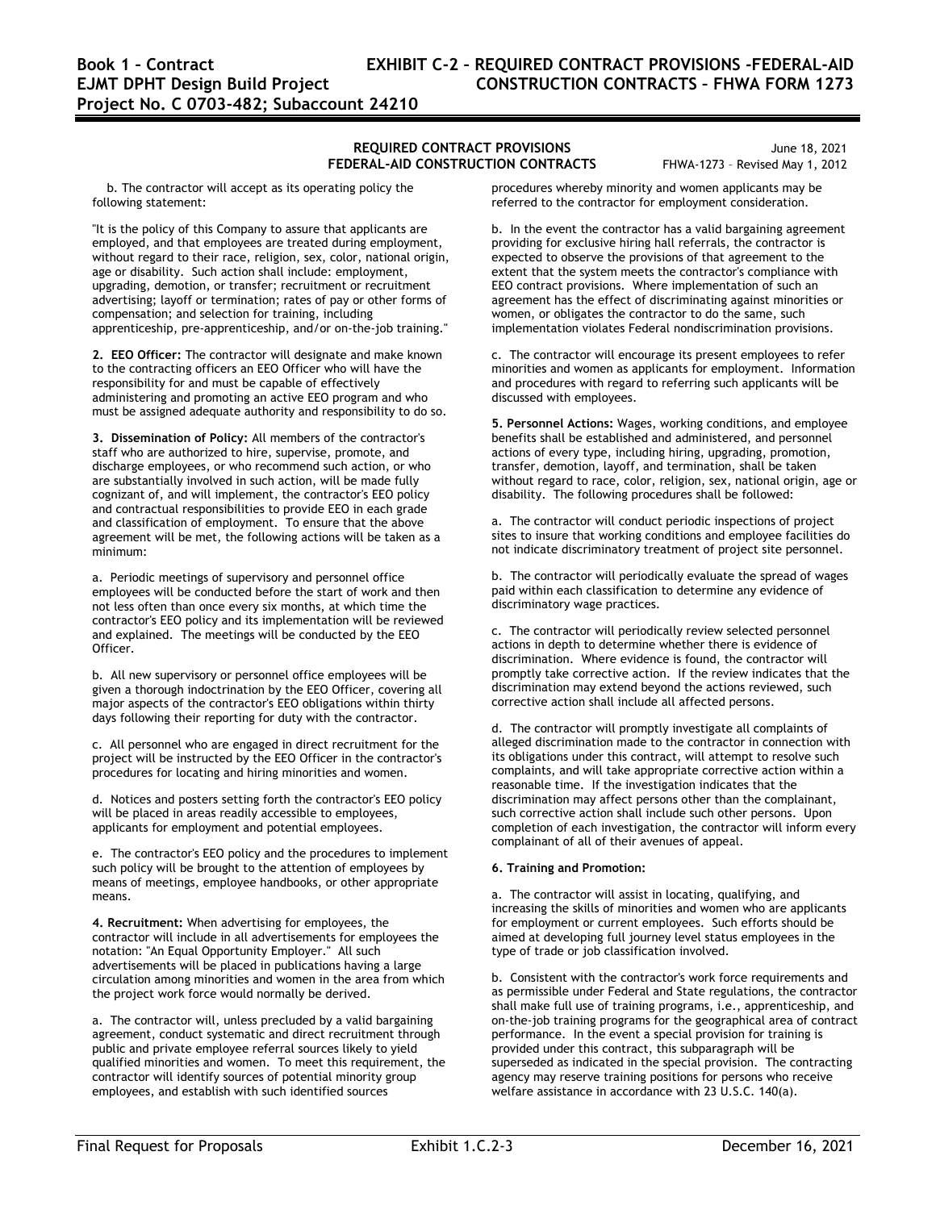b. The contractor will accept as its operating policy the following statement:

"It is the policy of this Company to assure that applicants are employed, and that employees are treated during employment, without regard to their race, religion, sex, color, national origin, age or disability. Such action shall include: employment, upgrading, demotion, or transfer; recruitment or recruitment advertising; layoff or termination; rates of pay or other forms of compensation; and selection for training, including apprenticeship, pre-apprenticeship, and/or on-the-job training."

**2. EEO Officer:** The contractor will designate and make known to the contracting officers an EEO Officer who will have the responsibility for and must be capable of effectively administering and promoting an active EEO program and who must be assigned adequate authority and responsibility to do so.

**3. Dissemination of Policy:** All members of the contractor's staff who are authorized to hire, supervise, promote, and discharge employees, or who recommend such action, or who are substantially involved in such action, will be made fully cognizant of, and will implement, the contractor's EEO policy and contractual responsibilities to provide EEO in each grade and classification of employment. To ensure that the above agreement will be met, the following actions will be taken as a minimum:

a. Periodic meetings of supervisory and personnel office employees will be conducted before the start of work and then not less often than once every six months, at which time the contractor's EEO policy and its implementation will be reviewed and explained. The meetings will be conducted by the EEO Officer.

b. All new supervisory or personnel office employees will be given a thorough indoctrination by the EEO Officer, covering all major aspects of the contractor's EEO obligations within thirty days following their reporting for duty with the contractor.

c. All personnel who are engaged in direct recruitment for the project will be instructed by the EEO Officer in the contractor's procedures for locating and hiring minorities and women.

d. Notices and posters setting forth the contractor's EEO policy will be placed in areas readily accessible to employees, applicants for employment and potential employees.

e. The contractor's EEO policy and the procedures to implement such policy will be brought to the attention of employees by means of meetings, employee handbooks, or other appropriate means.

**4. Recruitment:** When advertising for employees, the contractor will include in all advertisements for employees the notation: "An Equal Opportunity Employer." All such advertisements will be placed in publications having a large circulation among minorities and women in the area from which the project work force would normally be derived.

a. The contractor will, unless precluded by a valid bargaining agreement, conduct systematic and direct recruitment through public and private employee referral sources likely to yield qualified minorities and women. To meet this requirement, the contractor will identify sources of potential minority group employees, and establish with such identified sources procedures whereby minority and women applicants may be referred to the contractor for employment consideration.

b. In the event the contractor has a valid bargaining agreement providing for exclusive hiring hall referrals, the contractor is expected to observe the provisions of that agreement to the extent that the system meets the contractor's compliance with EEO contract provisions. Where implementation of such an agreement has the effect of discriminating against minorities or women, or obligates the contractor to do the same, such implementation violates Federal nondiscrimination provisions.

c. The contractor will encourage its present employees to refer minorities and women as applicants for employment. Information and procedures with regard to referring such applicants will be discussed with employees.

**5. Personnel Actions:** Wages, working conditions, and employee benefits shall be established and administered, and personnel actions of every type, including hiring, upgrading, promotion, transfer, demotion, layoff, and termination, shall be taken without regard to race, color, religion, sex, national origin, age or disability. The following procedures shall be followed:

a. The contractor will conduct periodic inspections of project sites to insure that working conditions and employee facilities do not indicate discriminatory treatment of project site personnel.

b. The contractor will periodically evaluate the spread of wages paid within each classification to determine any evidence of discriminatory wage practices.

c. The contractor will periodically review selected personnel actions in depth to determine whether there is evidence of discrimination. Where evidence is found, the contractor will promptly take corrective action. If the review indicates that the discrimination may extend beyond the actions reviewed, such corrective action shall include all affected persons.

d. The contractor will promptly investigate all complaints of alleged discrimination made to the contractor in connection with its obligations under this contract, will attempt to resolve such complaints, and will take appropriate corrective action within a reasonable time. If the investigation indicates that the discrimination may affect persons other than the complainant, such corrective action shall include such other persons. Upon completion of each investigation, the contractor will inform every complainant of all of their avenues of appeal.

**6. Training and Promotion:**

a. The contractor will assist in locating, qualifying, and increasing the skills of minorities and women who are applicants for employment or current employees. Such efforts should be aimed at developing full journey level status employees in the type of trade or job classification involved.

b. Consistent with the contractor's work force requirements and as permissible under Federal and State regulations, the contractor shall make full use of training programs, i.e., apprenticeship, and on-the-job training programs for the geographical area of contract performance. In the event a special provision for training is provided under this contract, this subparagraph will be superseded as indicated in the special provision. The contracting agency may reserve training positions for persons who receive welfare assistance in accordance with 23 U.S.C. 140(a).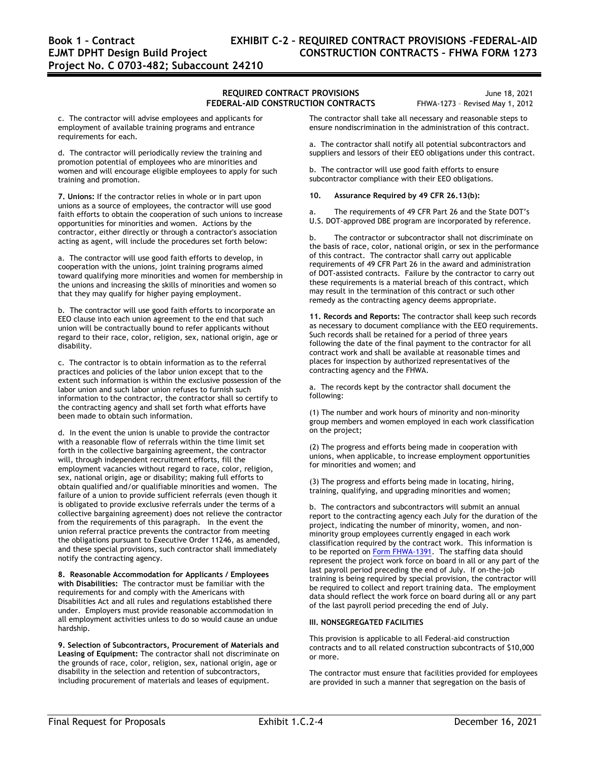c. The contractor will advise employees and applicants for employment of available training programs and entrance requirements for each.

d. The contractor will periodically review the training and promotion potential of employees who are minorities and women and will encourage eligible employees to apply for such training and promotion.

**7. Unions:** If the contractor relies in whole or in part upon unions as a source of employees, the contractor will use good faith efforts to obtain the cooperation of such unions to increase opportunities for minorities and women. Actions by the contractor, either directly or through a contractor's association acting as agent, will include the procedures set forth below:

a. The contractor will use good faith efforts to develop, in cooperation with the unions, joint training programs aimed toward qualifying more minorities and women for membership in the unions and increasing the skills of minorities and women so that they may qualify for higher paying employment.

b. The contractor will use good faith efforts to incorporate an EEO clause into each union agreement to the end that such union will be contractually bound to refer applicants without regard to their race, color, religion, sex, national origin, age or disability.

c. The contractor is to obtain information as to the referral practices and policies of the labor union except that to the extent such information is within the exclusive possession of the labor union and such labor union refuses to furnish such information to the contractor, the contractor shall so certify to the contracting agency and shall set forth what efforts have been made to obtain such information.

d. In the event the union is unable to provide the contractor with a reasonable flow of referrals within the time limit set forth in the collective bargaining agreement, the contractor will, through independent recruitment efforts, fill the employment vacancies without regard to race, color, religion, sex, national origin, age or disability; making full efforts to obtain qualified and/or qualifiable minorities and women. The failure of a union to provide sufficient referrals (even though it is obligated to provide exclusive referrals under the terms of a collective bargaining agreement) does not relieve the contractor from the requirements of this paragraph. In the event the union referral practice prevents the contractor from meeting the obligations pursuant to Executive Order 11246, as amended, and these special provisions, such contractor shall immediately notify the contracting agency.

**8. Reasonable Accommodation for Applicants / Employees with Disabilities:** The contractor must be familiar with the requirements for and comply with the Americans with Disabilities Act and all rules and regulations established there under. Employers must provide reasonable accommodation in all employment activities unless to do so would cause an undue hardship.

**9. Selection of Subcontractors, Procurement of Materials and Leasing of Equipment:** The contractor shall not discriminate on the grounds of race, color, religion, sex, national origin, age or disability in the selection and retention of subcontractors, including procurement of materials and leases of equipment. The contractor shall take all necessary and reasonable steps to ensure nondiscrimination in the administration of this contract.

a. The contractor shall notify all potential subcontractors and suppliers and lessors of their EEO obligations under this contract.

b. The contractor will use good faith efforts to ensure subcontractor compliance with their EEO obligations.

**10. Assurance Required by 49 CFR 26.13(b):**

a. The requirements of 49 CFR Part 26 and the State DOT's U.S. DOT-approved DBE program are incorporated by reference.

b. The contractor or subcontractor shall not discriminate on the basis of race, color, national origin, or sex in the performance of this contract. The contractor shall carry out applicable requirements of 49 CFR Part 26 in the award and administration of DOT-assisted contracts. Failure by the contractor to carry out these requirements is a material breach of this contract, which may result in the termination of this contract or such other remedy as the contracting agency deems appropriate.

**11. Records and Reports:** The contractor shall keep such records as necessary to document compliance with the EEO requirements. Such records shall be retained for a period of three years following the date of the final payment to the contractor for all contract work and shall be available at reasonable times and places for inspection by authorized representatives of the contracting agency and the FHWA.

a. The records kept by the contractor shall document the following:

(1) The number and work hours of minority and non-minority group members and women employed in each work classification on the project;

(2) The progress and efforts being made in cooperation with unions, when applicable, to increase employment opportunities for minorities and women; and

(3) The progress and efforts being made in locating, hiring, training, qualifying, and upgrading minorities and women;

b. The contractors and subcontractors will submit an annual report to the contracting agency each July for the duration of the project, indicating the number of minority, women, and non-minority group employees currently engaged in each work classification required by the contract work. This information is to be reported on Form FHWA-1391. The staffing data should represent the project work force on board in all or any part of the last payroll period preceding the end of July. If on-the-job training is being required by special provision, the contractor will be required to collect and report training data. The employment data should reflect the work force on board during all or any part of the last payroll period preceding the end of July.

**III. NONSEGREGATED FACILITIES**

This provision is applicable to all Federal-aid construction contracts and to all related construction subcontracts of $10,000 or more.

The contractor must ensure that facilities provided for employees are provided in such a manner that segregation on the basis of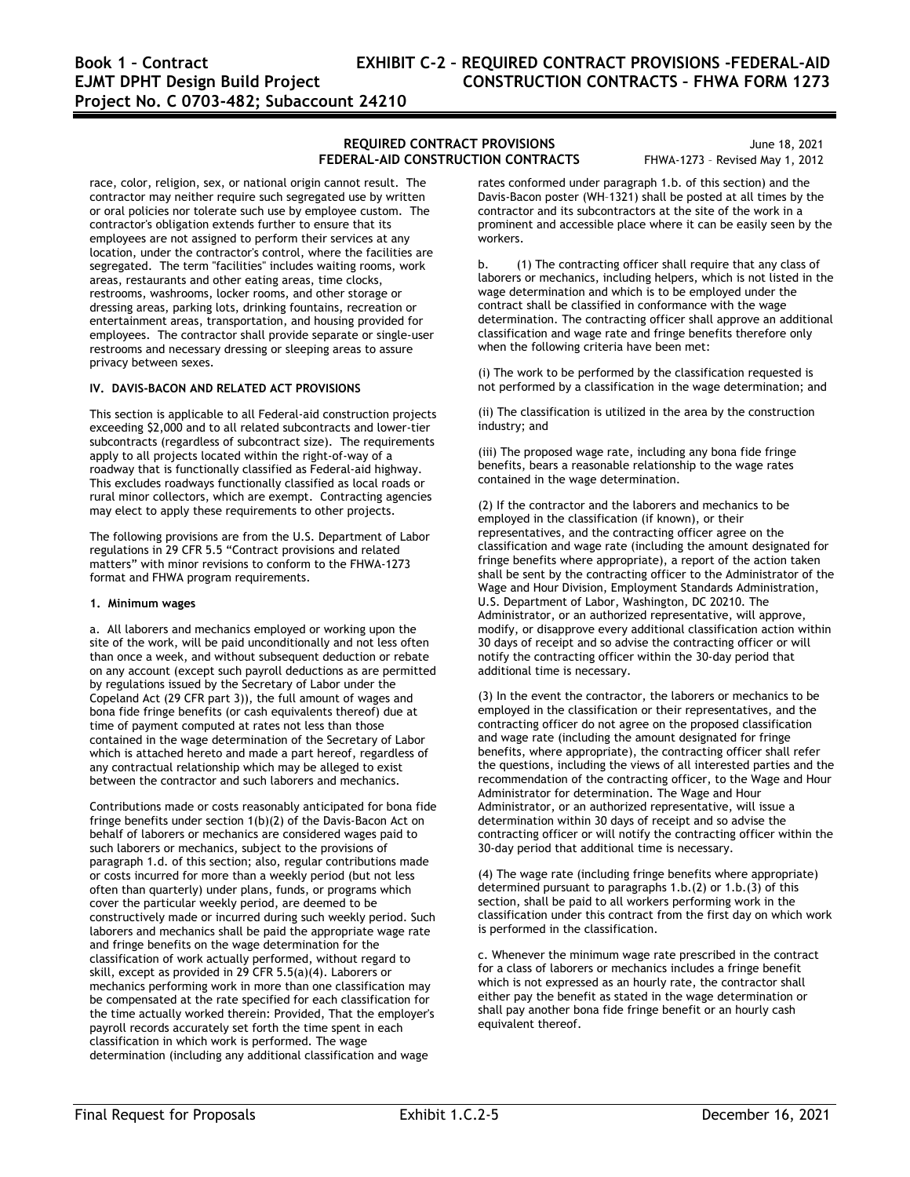race, color, religion, sex, or national origin cannot result. The contractor may neither require such segregated use by written or oral policies nor tolerate such use by employee custom. The contractor's obligation extends further to ensure that its employees are not assigned to perform their services at any location, under the contractor's control, where the facilities are segregated. The term "facilities" includes waiting rooms, work areas, restaurants and other eating areas, time clocks, restrooms, washrooms, locker rooms, and other storage or dressing areas, parking lots, drinking fountains, recreation or entertainment areas, transportation, and housing provided for employees. The contractor shall provide separate or single-user restrooms and necessary dressing or sleeping areas to assure privacy between sexes.

**IV. DAVIS-BACON AND RELATED ACT PROVISIONS**

This section is applicable to all Federal-aid construction projects exceeding $2,000 and to all related subcontracts and lower-tier subcontracts (regardless of subcontract size). The requirements apply to all projects located within the right-of-way of a roadway that is functionally classified as Federal-aid highway. This excludes roadways functionally classified as local roads or rural minor collectors, which are exempt. Contracting agencies may elect to apply these requirements to other projects.

The following provisions are from the U.S. Department of Labor regulations in 29 CFR 5.5 "Contract provisions and related matters" with minor revisions to conform to the FHWA-1273 format and FHWA program requirements.

**1. Minimum wages**

a. All laborers and mechanics employed or working upon the site of the work, will be paid unconditionally and not less often than once a week, and without subsequent deduction or rebate on any account (except such payroll deductions as are permitted by regulations issued by the Secretary of Labor under the Copeland Act (29 CFR part 3)), the full amount of wages and bona fide fringe benefits (or cash equivalents thereof) due at time of payment computed at rates not less than those contained in the wage determination of the Secretary of Labor which is attached hereto and made a part hereof, regardless of any contractual relationship which may be alleged to exist between the contractor and such laborers and mechanics.

Contributions made or costs reasonably anticipated for bona fide fringe benefits under section 1(b)(2) of the Davis-Bacon Act on behalf of laborers or mechanics are considered wages paid to such laborers or mechanics, subject to the provisions of paragraph 1.d. of this section; also, regular contributions made or costs incurred for more than a weekly period (but not less often than quarterly) under plans, funds, or programs which cover the particular weekly period, are deemed to be constructively made or incurred during such weekly period. Such laborers and mechanics shall be paid the appropriate wage rate and fringe benefits on the wage determination for the classification of work actually performed, without regard to skill, except as provided in 29 CFR 5.5(a)(4). Laborers or mechanics performing work in more than one classification may be compensated at the rate specified for each classification for the time actually worked therein: Provided, That the employer's payroll records accurately set forth the time spent in each classification in which work is performed. The wage determination (including any additional classification and wage rates conformed under paragraph 1.b. of this section) and the Davis-Bacon poster (WH–1321) shall be posted at all times by the contractor and its subcontractors at the site of the work in a prominent and accessible place where it can be easily seen by the workers.

b. (1) The contracting officer shall require that any class of laborers or mechanics, including helpers, which is not listed in the wage determination and which is to be employed under the contract shall be classified in conformance with the wage determination. The contracting officer shall approve an additional classification and wage rate and fringe benefits therefore only when the following criteria have been met:

(i) The work to be performed by the classification requested is not performed by a classification in the wage determination; and

(ii) The classification is utilized in the area by the construction industry; and

(iii) The proposed wage rate, including any bona fide fringe benefits, bears a reasonable relationship to the wage rates contained in the wage determination.

(2) If the contractor and the laborers and mechanics to be employed in the classification (if known), or their representatives, and the contracting officer agree on the classification and wage rate (including the amount designated for fringe benefits where appropriate), a report of the action taken shall be sent by the contracting officer to the Administrator of the Wage and Hour Division, Employment Standards Administration, U.S. Department of Labor, Washington, DC 20210. The Administrator, or an authorized representative, will approve, modify, or disapprove every additional classification action within 30 days of receipt and so advise the contracting officer or will notify the contracting officer within the 30-day period that additional time is necessary.

(3) In the event the contractor, the laborers or mechanics to be employed in the classification or their representatives, and the contracting officer do not agree on the proposed classification and wage rate (including the amount designated for fringe benefits, where appropriate), the contracting officer shall refer the questions, including the views of all interested parties and the recommendation of the contracting officer, to the Wage and Hour Administrator for determination. The Wage and Hour Administrator, or an authorized representative, will issue a determination within 30 days of receipt and so advise the contracting officer or will notify the contracting officer within the 30-day period that additional time is necessary.

(4) The wage rate (including fringe benefits where appropriate) determined pursuant to paragraphs 1.b.(2) or 1.b.(3) of this section, shall be paid to all workers performing work in the classification under this contract from the first day on which work is performed in the classification.

c. Whenever the minimum wage rate prescribed in the contract for a class of laborers or mechanics includes a fringe benefit which is not expressed as an hourly rate, the contractor shall either pay the benefit as stated in the wage determination or shall pay another bona fide fringe benefit or an hourly cash equivalent thereof.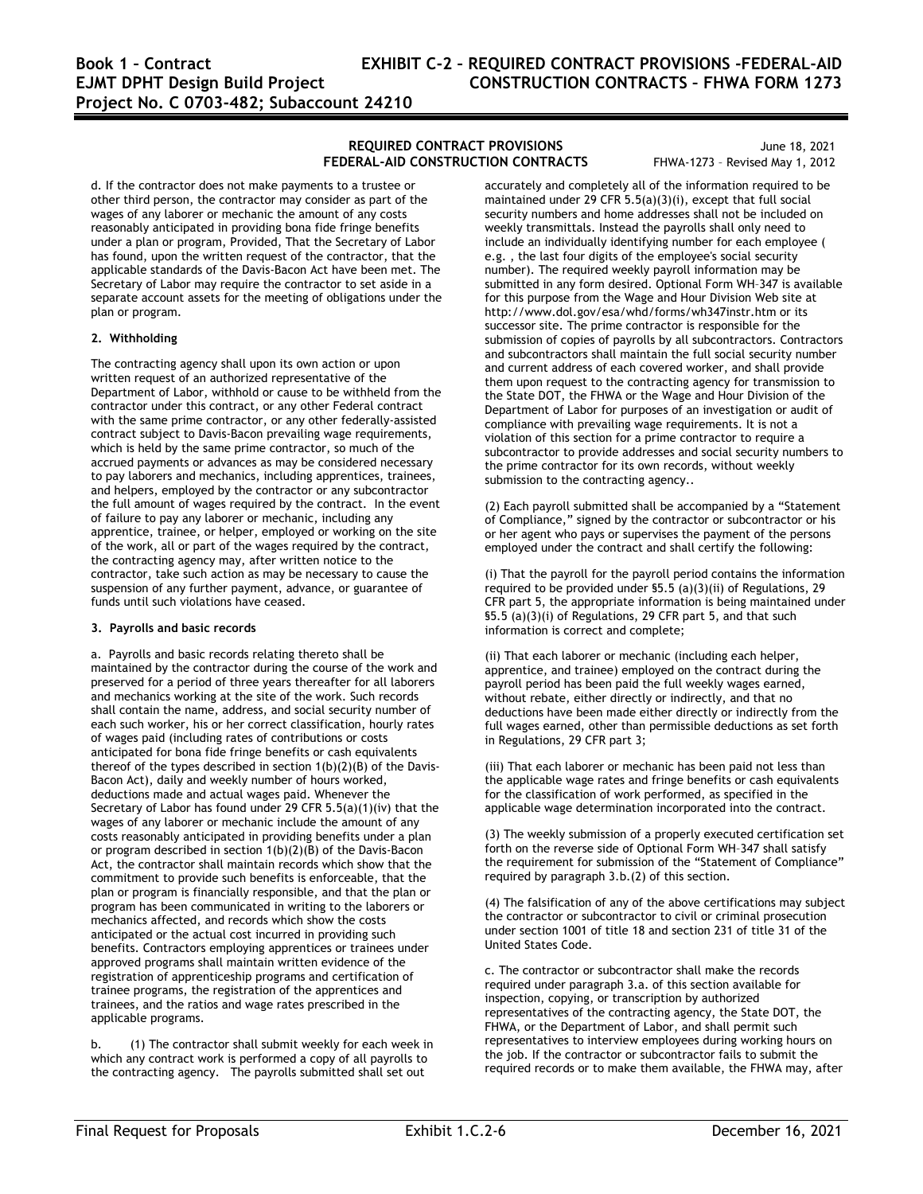REQUIRED CONTRACT PROVISIONS
FEDERAL-AID CONSTRUCTION CONTRACTS

June 18, 2021
FHWA-1273 – Revised May 1, 2012

d. If the contractor does not make payments to a trustee or other third person, the contractor may consider as part of the wages of any laborer or mechanic the amount of any costs reasonably anticipated in providing bona fide fringe benefits under a plan or program, Provided, That the Secretary of Labor has found, upon the written request of the contractor, that the applicable standards of the Davis-Bacon Act have been met. The Secretary of Labor may require the contractor to set aside in a separate account assets for the meeting of obligations under the plan or program.

**2. Withholding**

The contracting agency shall upon its own action or upon written request of an authorized representative of the Department of Labor, withhold or cause to be withheld from the contractor under this contract, or any other Federal contract with the same prime contractor, or any other federally-assisted contract subject to Davis-Bacon prevailing wage requirements, which is held by the same prime contractor, so much of the accrued payments or advances as may be considered necessary to pay laborers and mechanics, including apprentices, trainees, and helpers, employed by the contractor or any subcontractor the full amount of wages required by the contract. In the event of failure to pay any laborer or mechanic, including any apprentice, trainee, or helper, employed or working on the site of the work, all or part of the wages required by the contract, the contracting agency may, after written notice to the contractor, take such action as may be necessary to cause the suspension of any further payment, advance, or guarantee of funds until such violations have ceased.

**3. Payrolls and basic records**

a. Payrolls and basic records relating thereto shall be maintained by the contractor during the course of the work and preserved for a period of three years thereafter for all laborers and mechanics working at the site of the work. Such records shall contain the name, address, and social security number of each such worker, his or her correct classification, hourly rates of wages paid (including rates of contributions or costs anticipated for bona fide fringe benefits or cash equivalents thereof of the types described in section 1(b)(2)(B) of the Davis-Bacon Act), daily and weekly number of hours worked, deductions made and actual wages paid. Whenever the Secretary of Labor has found under 29 CFR 5.5(a)(1)(iv) that the wages of any laborer or mechanic include the amount of any costs reasonably anticipated in providing benefits under a plan or program described in section 1(b)(2)(B) of the Davis-Bacon Act, the contractor shall maintain records which show that the commitment to provide such benefits is enforceable, that the plan or program is financially responsible, and that the plan or program has been communicated in writing to the laborers or mechanics affected, and records which show the costs anticipated or the actual cost incurred in providing such benefits. Contractors employing apprentices or trainees under approved programs shall maintain written evidence of the registration of apprenticeship programs and certification of trainee programs, the registration of the apprentices and trainees, and the ratios and wage rates prescribed in the applicable programs.

b. (1) The contractor shall submit weekly for each week in which any contract work is performed a copy of all payrolls to the contracting agency. The payrolls submitted shall set out accurately and completely all of the information required to be maintained under 29 CFR 5.5(a)(3)(i), except that full social security numbers and home addresses shall not be included on weekly transmittals. Instead the payrolls shall only need to include an individually identifying number for each employee ( e.g. , the last four digits of the employee's social security number). The required weekly payroll information may be submitted in any form desired. Optional Form WH–347 is available for this purpose from the Wage and Hour Division Web site at http://www.dol.gov/esa/whd/forms/wh347instr.htm or its successor site. The prime contractor is responsible for the submission of copies of payrolls by all subcontractors. Contractors and subcontractors shall maintain the full social security number and current address of each covered worker, and shall provide them upon request to the contracting agency for transmission to the State DOT, the FHWA or the Wage and Hour Division of the Department of Labor for purposes of an investigation or audit of compliance with prevailing wage requirements. It is not a violation of this section for a prime contractor to require a subcontractor to provide addresses and social security numbers to the prime contractor for its own records, without weekly submission to the contracting agency..

(2) Each payroll submitted shall be accompanied by a "Statement of Compliance," signed by the contractor or subcontractor or his or her agent who pays or supervises the payment of the persons employed under the contract and shall certify the following:

(i) That the payroll for the payroll period contains the information required to be provided under §5.5 (a)(3)(ii) of Regulations, 29 CFR part 5, the appropriate information is being maintained under §5.5 (a)(3)(i) of Regulations, 29 CFR part 5, and that such information is correct and complete;

(ii) That each laborer or mechanic (including each helper, apprentice, and trainee) employed on the contract during the payroll period has been paid the full weekly wages earned, without rebate, either directly or indirectly, and that no deductions have been made either directly or indirectly from the full wages earned, other than permissible deductions as set forth in Regulations, 29 CFR part 3;

(iii) That each laborer or mechanic has been paid not less than the applicable wage rates and fringe benefits or cash equivalents for the classification of work performed, as specified in the applicable wage determination incorporated into the contract.

(3) The weekly submission of a properly executed certification set forth on the reverse side of Optional Form WH–347 shall satisfy the requirement for submission of the "Statement of Compliance" required by paragraph 3.b.(2) of this section.

(4) The falsification of any of the above certifications may subject the contractor or subcontractor to civil or criminal prosecution under section 1001 of title 18 and section 231 of title 31 of the United States Code.

c. The contractor or subcontractor shall make the records required under paragraph 3.a. of this section available for inspection, copying, or transcription by authorized representatives of the contracting agency, the State DOT, the FHWA, or the Department of Labor, and shall permit such representatives to interview employees during working hours on the job. If the contractor or subcontractor fails to submit the required records or to make them available, the FHWA may, after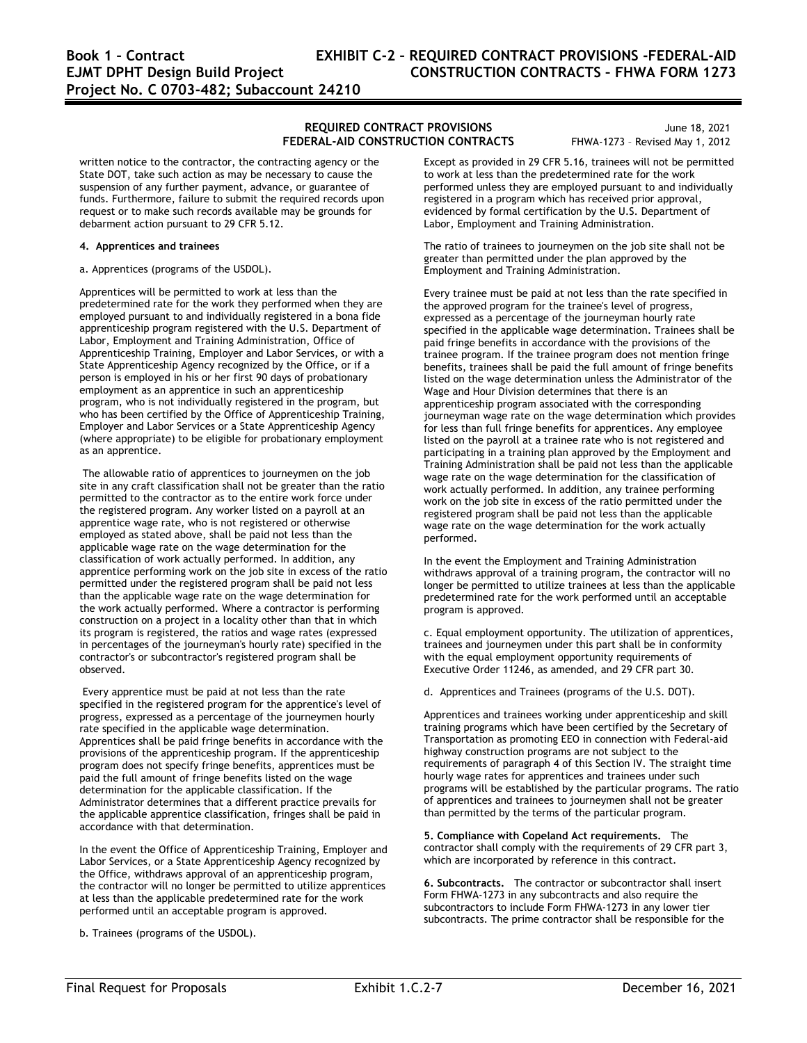written notice to the contractor, the contracting agency or the State DOT, take such action as may be necessary to cause the suspension of any further payment, advance, or guarantee of funds. Furthermore, failure to submit the required records upon request or to make such records available may be grounds for debarment action pursuant to 29 CFR 5.12.

**4. Apprentices and trainees**

a. Apprentices (programs of the USDOL).

Apprentices will be permitted to work at less than the predetermined rate for the work they performed when they are employed pursuant to and individually registered in a bona fide apprenticeship program registered with the U.S. Department of Labor, Employment and Training Administration, Office of Apprenticeship Training, Employer and Labor Services, or with a State Apprenticeship Agency recognized by the Office, or if a person is employed in his or her first 90 days of probationary employment as an apprentice in such an apprenticeship program, who is not individually registered in the program, but who has been certified by the Office of Apprenticeship Training, Employer and Labor Services or a State Apprenticeship Agency (where appropriate) to be eligible for probationary employment as an apprentice.

The allowable ratio of apprentices to journeymen on the job site in any craft classification shall not be greater than the ratio permitted to the contractor as to the entire work force under the registered program. Any worker listed on a payroll at an apprentice wage rate, who is not registered or otherwise employed as stated above, shall be paid not less than the applicable wage rate on the wage determination for the classification of work actually performed. In addition, any apprentice performing work on the job site in excess of the ratio permitted under the registered program shall be paid not less than the applicable wage rate on the wage determination for the work actually performed. Where a contractor is performing construction on a project in a locality other than that in which its program is registered, the ratios and wage rates (expressed in percentages of the journeyman's hourly rate) specified in the contractor's or subcontractor's registered program shall be observed.

Every apprentice must be paid at not less than the rate specified in the registered program for the apprentice's level of progress, expressed as a percentage of the journeymen hourly rate specified in the applicable wage determination. Apprentices shall be paid fringe benefits in accordance with the provisions of the apprenticeship program. If the apprenticeship program does not specify fringe benefits, apprentices must be paid the full amount of fringe benefits listed on the wage determination for the applicable classification. If the Administrator determines that a different practice prevails for the applicable apprentice classification, fringes shall be paid in accordance with that determination.

In the event the Office of Apprenticeship Training, Employer and Labor Services, or a State Apprenticeship Agency recognized by the Office, withdraws approval of an apprenticeship program, the contractor will no longer be permitted to utilize apprentices at less than the applicable predetermined rate for the work performed until an acceptable program is approved.

b. Trainees (programs of the USDOL).

Except as provided in 29 CFR 5.16, trainees will not be permitted to work at less than the predetermined rate for the work performed unless they are employed pursuant to and individually registered in a program which has received prior approval, evidenced by formal certification by the U.S. Department of Labor, Employment and Training Administration.

The ratio of trainees to journeymen on the job site shall not be greater than permitted under the plan approved by the Employment and Training Administration.

Every trainee must be paid at not less than the rate specified in the approved program for the trainee's level of progress, expressed as a percentage of the journeyman hourly rate specified in the applicable wage determination. Trainees shall be paid fringe benefits in accordance with the provisions of the trainee program. If the trainee program does not mention fringe benefits, trainees shall be paid the full amount of fringe benefits listed on the wage determination unless the Administrator of the Wage and Hour Division determines that there is an apprenticeship program associated with the corresponding journeyman wage rate on the wage determination which provides for less than full fringe benefits for apprentices. Any employee listed on the payroll at a trainee rate who is not registered and participating in a training plan approved by the Employment and Training Administration shall be paid not less than the applicable wage rate on the wage determination for the classification of work actually performed. In addition, any trainee performing work on the job site in excess of the ratio permitted under the registered program shall be paid not less than the applicable wage rate on the wage determination for the work actually performed.

In the event the Employment and Training Administration withdraws approval of a training program, the contractor will no longer be permitted to utilize trainees at less than the applicable predetermined rate for the work performed until an acceptable program is approved.

c. Equal employment opportunity. The utilization of apprentices, trainees and journeymen under this part shall be in conformity with the equal employment opportunity requirements of Executive Order 11246, as amended, and 29 CFR part 30.

d. Apprentices and Trainees (programs of the U.S. DOT).

Apprentices and trainees working under apprenticeship and skill training programs which have been certified by the Secretary of Transportation as promoting EEO in connection with Federal-aid highway construction programs are not subject to the requirements of paragraph 4 of this Section IV. The straight time hourly wage rates for apprentices and trainees under such programs will be established by the particular programs. The ratio of apprentices and trainees to journeymen shall not be greater than permitted by the terms of the particular program.

**5. Compliance with Copeland Act requirements.** The contractor shall comply with the requirements of 29 CFR part 3, which are incorporated by reference in this contract.

**6. Subcontracts.** The contractor or subcontractor shall insert Form FHWA-1273 in any subcontracts and also require the subcontractors to include Form FHWA-1273 in any lower tier subcontracts. The prime contractor shall be responsible for the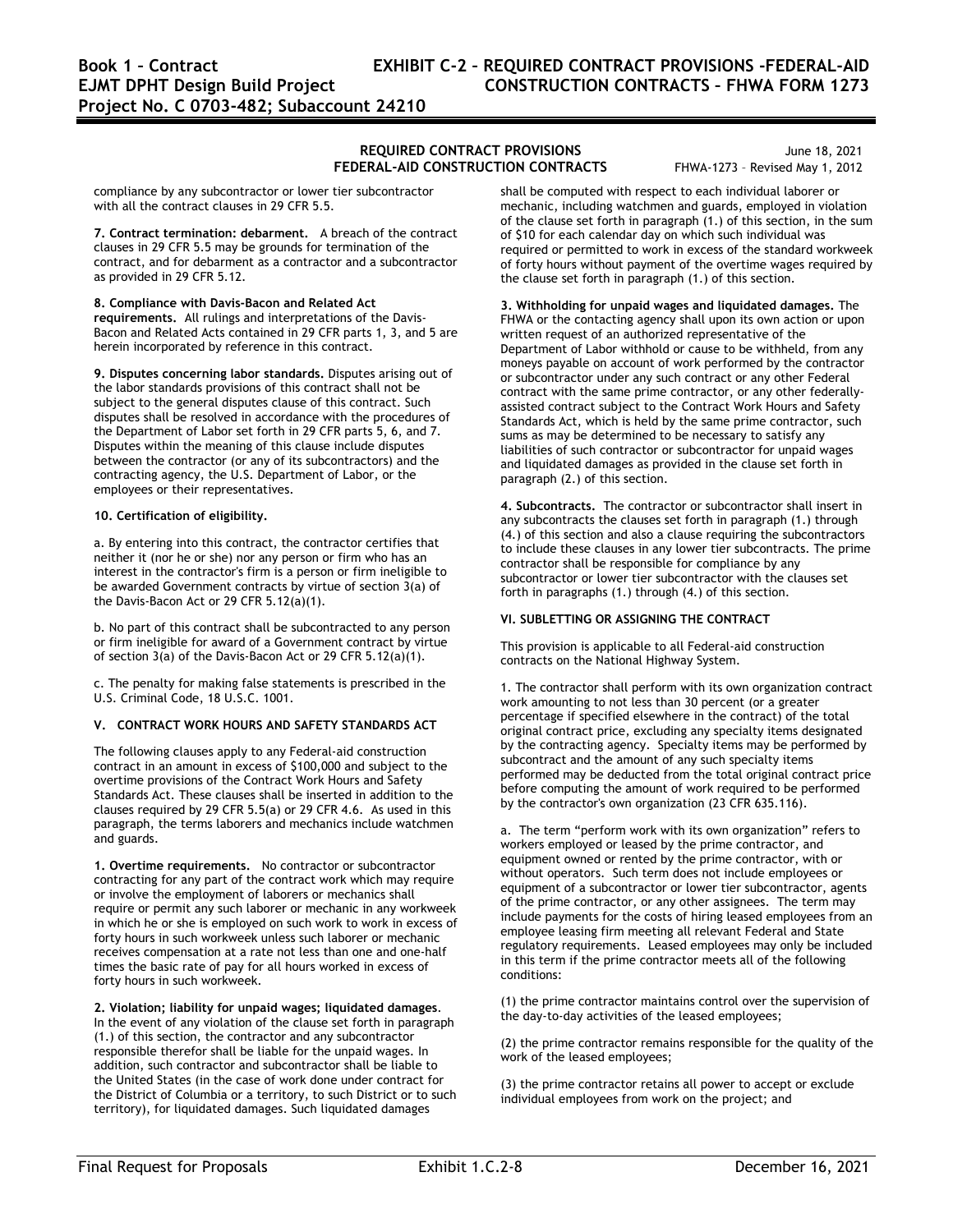compliance by any subcontractor or lower tier subcontractor with all the contract clauses in 29 CFR 5.5.

**7. Contract termination: debarment.** A breach of the contract clauses in 29 CFR 5.5 may be grounds for termination of the contract, and for debarment as a contractor and a subcontractor as provided in 29 CFR 5.12.

**8. Compliance with Davis-Bacon and Related Act requirements.** All rulings and interpretations of the Davis-Bacon and Related Acts contained in 29 CFR parts 1, 3, and 5 are herein incorporated by reference in this contract.

**9. Disputes concerning labor standards.** Disputes arising out of the labor standards provisions of this contract shall not be subject to the general disputes clause of this contract. Such disputes shall be resolved in accordance with the procedures of the Department of Labor set forth in 29 CFR parts 5, 6, and 7. Disputes within the meaning of this clause include disputes between the contractor (or any of its subcontractors) and the contracting agency, the U.S. Department of Labor, or the employees or their representatives.

**10. Certification of eligibility.**

a. By entering into this contract, the contractor certifies that neither it (nor he or she) nor any person or firm who has an interest in the contractor's firm is a person or firm ineligible to be awarded Government contracts by virtue of section 3(a) of the Davis-Bacon Act or 29 CFR 5.12(a)(1).

b. No part of this contract shall be subcontracted to any person or firm ineligible for award of a Government contract by virtue of section 3(a) of the Davis-Bacon Act or 29 CFR 5.12(a)(1).

c. The penalty for making false statements is prescribed in the U.S. Criminal Code, 18 U.S.C. 1001.

## V. CONTRACT WORK HOURS AND SAFETY STANDARDS ACT

The following clauses apply to any Federal-aid construction contract in an amount in excess of $100,000 and subject to the overtime provisions of the Contract Work Hours and Safety Standards Act. These clauses shall be inserted in addition to the clauses required by 29 CFR 5.5(a) or 29 CFR 4.6. As used in this paragraph, the terms laborers and mechanics include watchmen and guards.

**1. Overtime requirements.** No contractor or subcontractor contracting for any part of the contract work which may require or involve the employment of laborers or mechanics shall require or permit any such laborer or mechanic in any workweek in which he or she is employed on such work to work in excess of forty hours in such workweek unless such laborer or mechanic receives compensation at a rate not less than one and one-half times the basic rate of pay for all hours worked in excess of forty hours in such workweek.

**2. Violation; liability for unpaid wages; liquidated damages**. In the event of any violation of the clause set forth in paragraph (1.) of this section, the contractor and any subcontractor responsible therefor shall be liable for the unpaid wages. In addition, such contractor and subcontractor shall be liable to the United States (in the case of work done under contract for the District of Columbia or a territory, to such District or to such territory), for liquidated damages. Such liquidated damages shall be computed with respect to each individual laborer or mechanic, including watchmen and guards, employed in violation of the clause set forth in paragraph (1.) of this section, in the sum of $10 for each calendar day on which such individual was required or permitted to work in excess of the standard workweek of forty hours without payment of the overtime wages required by the clause set forth in paragraph (1.) of this section.

**3. Withholding for unpaid wages and liquidated damages.** The FHWA or the contacting agency shall upon its own action or upon written request of an authorized representative of the Department of Labor withhold or cause to be withheld, from any moneys payable on account of work performed by the contractor or subcontractor under any such contract or any other Federal contract with the same prime contractor, or any other federally-assisted contract subject to the Contract Work Hours and Safety Standards Act, which is held by the same prime contractor, such sums as may be determined to be necessary to satisfy any liabilities of such contractor or subcontractor for unpaid wages and liquidated damages as provided in the clause set forth in paragraph (2.) of this section.

**4. Subcontracts.** The contractor or subcontractor shall insert in any subcontracts the clauses set forth in paragraph (1.) through (4.) of this section and also a clause requiring the subcontractors to include these clauses in any lower tier subcontracts. The prime contractor shall be responsible for compliance by any subcontractor or lower tier subcontractor with the clauses set forth in paragraphs (1.) through (4.) of this section.

## VI. SUBLETTING OR ASSIGNING THE CONTRACT

This provision is applicable to all Federal-aid construction contracts on the National Highway System.

1. The contractor shall perform with its own organization contract work amounting to not less than 30 percent (or a greater percentage if specified elsewhere in the contract) of the total original contract price, excluding any specialty items designated by the contracting agency. Specialty items may be performed by subcontract and the amount of any such specialty items performed may be deducted from the total original contract price before computing the amount of work required to be performed by the contractor's own organization (23 CFR 635.116).

a. The term "perform work with its own organization" refers to workers employed or leased by the prime contractor, and equipment owned or rented by the prime contractor, with or without operators. Such term does not include employees or equipment of a subcontractor or lower tier subcontractor, agents of the prime contractor, or any other assignees. The term may include payments for the costs of hiring leased employees from an employee leasing firm meeting all relevant Federal and State regulatory requirements. Leased employees may only be included in this term if the prime contractor meets all of the following conditions:

(1) the prime contractor maintains control over the supervision of the day-to-day activities of the leased employees;

(2) the prime contractor remains responsible for the quality of the work of the leased employees;

(3) the prime contractor retains all power to accept or exclude individual employees from work on the project; and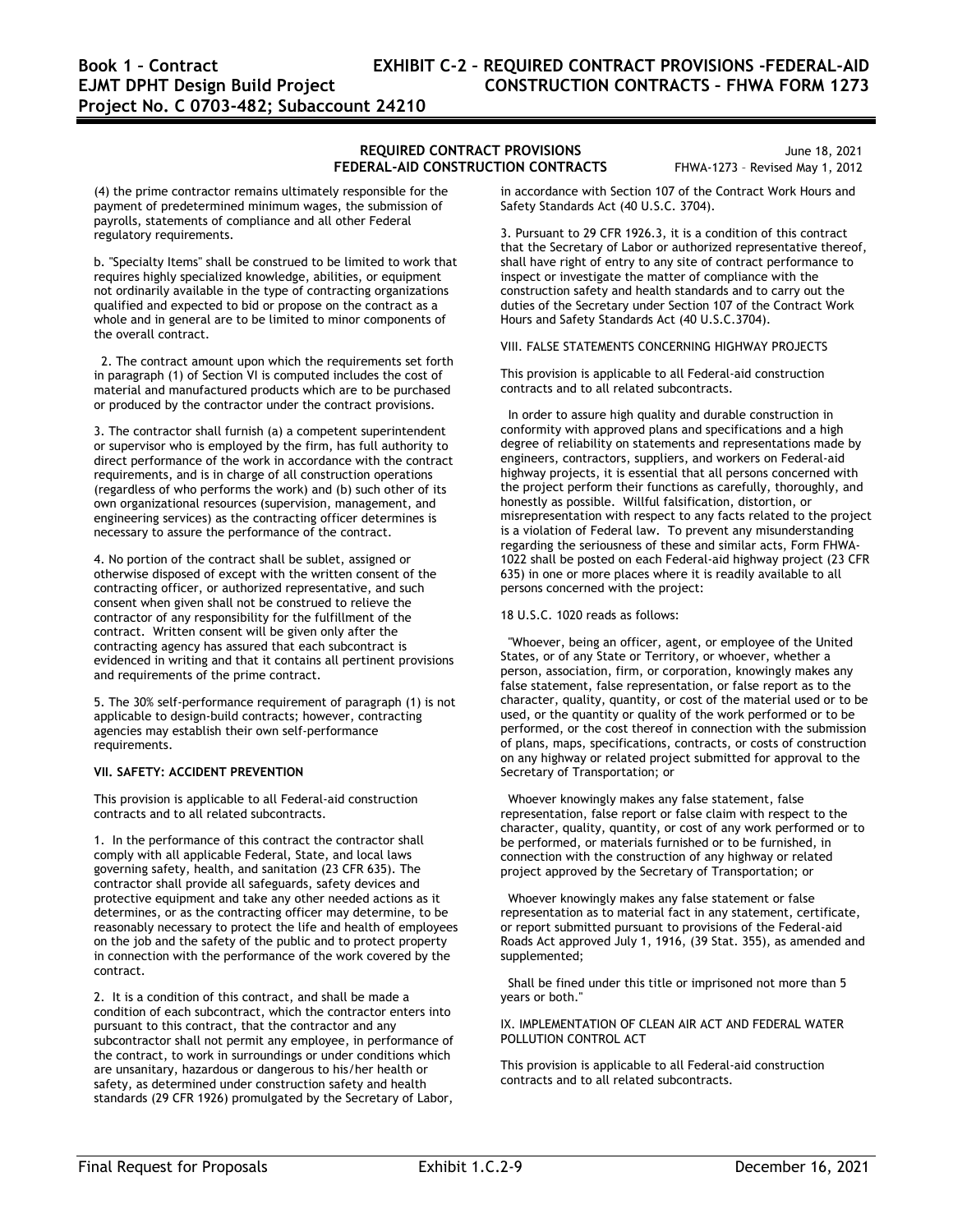(4) the prime contractor remains ultimately responsible for the payment of predetermined minimum wages, the submission of payrolls, statements of compliance and all other Federal regulatory requirements.

b. "Specialty Items" shall be construed to be limited to work that requires highly specialized knowledge, abilities, or equipment not ordinarily available in the type of contracting organizations qualified and expected to bid or propose on the contract as a whole and in general are to be limited to minor components of the overall contract.

2. The contract amount upon which the requirements set forth in paragraph (1) of Section VI is computed includes the cost of material and manufactured products which are to be purchased or produced by the contractor under the contract provisions.

3. The contractor shall furnish (a) a competent superintendent or supervisor who is employed by the firm, has full authority to direct performance of the work in accordance with the contract requirements, and is in charge of all construction operations (regardless of who performs the work) and (b) such other of its own organizational resources (supervision, management, and engineering services) as the contracting officer determines is necessary to assure the performance of the contract.

4. No portion of the contract shall be sublet, assigned or otherwise disposed of except with the written consent of the contracting officer, or authorized representative, and such consent when given shall not be construed to relieve the contractor of any responsibility for the fulfillment of the contract. Written consent will be given only after the contracting agency has assured that each subcontract is evidenced in writing and that it contains all pertinent provisions and requirements of the prime contract.

5. The 30% self-performance requirement of paragraph (1) is not applicable to design-build contracts; however, contracting agencies may establish their own self-performance requirements.

**VII. SAFETY: ACCIDENT PREVENTION**

This provision is applicable to all Federal-aid construction contracts and to all related subcontracts.

1. In the performance of this contract the contractor shall comply with all applicable Federal, State, and local laws governing safety, health, and sanitation (23 CFR 635). The contractor shall provide all safeguards, safety devices and protective equipment and take any other needed actions as it determines, or as the contracting officer may determine, to be reasonably necessary to protect the life and health of employees on the job and the safety of the public and to protect property in connection with the performance of the work covered by the contract.

2. It is a condition of this contract, and shall be made a condition of each subcontract, which the contractor enters into pursuant to this contract, that the contractor and any subcontractor shall not permit any employee, in performance of the contract, to work in surroundings or under conditions which are unsanitary, hazardous or dangerous to his/her health or safety, as determined under construction safety and health standards (29 CFR 1926) promulgated by the Secretary of Labor, in accordance with Section 107 of the Contract Work Hours and Safety Standards Act (40 U.S.C. 3704).

3. Pursuant to 29 CFR 1926.3, it is a condition of this contract that the Secretary of Labor or authorized representative thereof, shall have right of entry to any site of contract performance to inspect or investigate the matter of compliance with the construction safety and health standards and to carry out the duties of the Secretary under Section 107 of the Contract Work Hours and Safety Standards Act (40 U.S.C.3704).

VIII. FALSE STATEMENTS CONCERNING HIGHWAY PROJECTS

This provision is applicable to all Federal-aid construction contracts and to all related subcontracts.

In order to assure high quality and durable construction in conformity with approved plans and specifications and a high degree of reliability on statements and representations made by engineers, contractors, suppliers, and workers on Federal-aid highway projects, it is essential that all persons concerned with the project perform their functions as carefully, thoroughly, and honestly as possible. Willful falsification, distortion, or misrepresentation with respect to any facts related to the project is a violation of Federal law. To prevent any misunderstanding regarding the seriousness of these and similar acts, Form FHWA-1022 shall be posted on each Federal-aid highway project (23 CFR 635) in one or more places where it is readily available to all persons concerned with the project:

18 U.S.C. 1020 reads as follows:

"Whoever, being an officer, agent, or employee of the United States, or of any State or Territory, or whoever, whether a person, association, firm, or corporation, knowingly makes any false statement, false representation, or false report as to the character, quality, quantity, or cost of the material used or to be used, or the quantity or quality of the work performed or to be performed, or the cost thereof in connection with the submission of plans, maps, specifications, contracts, or costs of construction on any highway or related project submitted for approval to the Secretary of Transportation; or

Whoever knowingly makes any false statement, false representation, false report or false claim with respect to the character, quality, quantity, or cost of any work performed or to be performed, or materials furnished or to be furnished, in connection with the construction of any highway or related project approved by the Secretary of Transportation; or

Whoever knowingly makes any false statement or false representation as to material fact in any statement, certificate, or report submitted pursuant to provisions of the Federal-aid Roads Act approved July 1, 1916, (39 Stat. 355), as amended and supplemented;

Shall be fined under this title or imprisoned not more than 5 years or both."

IX. IMPLEMENTATION OF CLEAN AIR ACT AND FEDERAL WATER POLLUTION CONTROL ACT

This provision is applicable to all Federal-aid construction contracts and to all related subcontracts.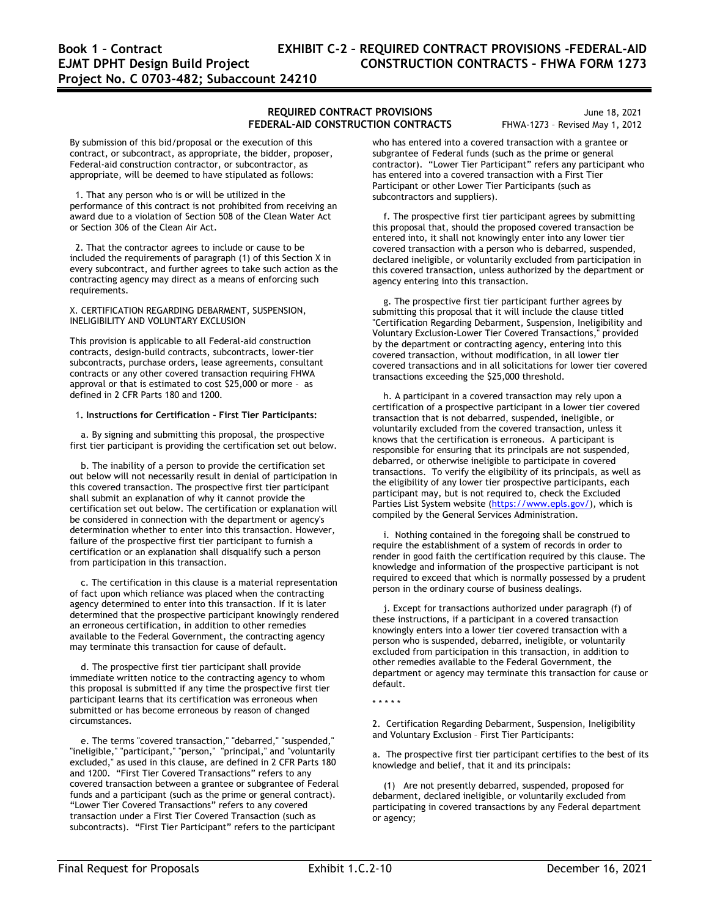**REQUIRED CONTRACT PROVISIONS**
**FEDERAL-AID CONSTRUCTION CONTRACTS**

June 18, 2021
FHWA-1273 – Revised May 1, 2012

By submission of this bid/proposal or the execution of this contract, or subcontract, as appropriate, the bidder, proposer, Federal-aid construction contractor, or subcontractor, as appropriate, will be deemed to have stipulated as follows:

1. That any person who is or will be utilized in the performance of this contract is not prohibited from receiving an award due to a violation of Section 508 of the Clean Water Act or Section 306 of the Clean Air Act.

2. That the contractor agrees to include or cause to be included the requirements of paragraph (1) of this Section X in every subcontract, and further agrees to take such action as the contracting agency may direct as a means of enforcing such requirements.

X. CERTIFICATION REGARDING DEBARMENT, SUSPENSION, INELIGIBILITY AND VOLUNTARY EXCLUSION

This provision is applicable to all Federal-aid construction contracts, design-build contracts, subcontracts, lower-tier subcontracts, purchase orders, lease agreements, consultant contracts or any other covered transaction requiring FHWA approval or that is estimated to cost $25,000 or more – as defined in 2 CFR Parts 180 and 1200.

1. **Instructions for Certification – First Tier Participants:**

a. By signing and submitting this proposal, the prospective first tier participant is providing the certification set out below.

b. The inability of a person to provide the certification set out below will not necessarily result in denial of participation in this covered transaction. The prospective first tier participant shall submit an explanation of why it cannot provide the certification set out below. The certification or explanation will be considered in connection with the department or agency's determination whether to enter into this transaction. However, failure of the prospective first tier participant to furnish a certification or an explanation shall disqualify such a person from participation in this transaction.

c. The certification in this clause is a material representation of fact upon which reliance was placed when the contracting agency determined to enter into this transaction. If it is later determined that the prospective participant knowingly rendered an erroneous certification, in addition to other remedies available to the Federal Government, the contracting agency may terminate this transaction for cause of default.

d. The prospective first tier participant shall provide immediate written notice to the contracting agency to whom this proposal is submitted if any time the prospective first tier participant learns that its certification was erroneous when submitted or has become erroneous by reason of changed circumstances.

e. The terms "covered transaction," "debarred," "suspended," "ineligible," "participant," "person," "principal," and "voluntarily excluded," as used in this clause, are defined in 2 CFR Parts 180 and 1200. "First Tier Covered Transactions" refers to any covered transaction between a grantee or subgrantee of Federal funds and a participant (such as the prime or general contract). "Lower Tier Covered Transactions" refers to any covered transaction under a First Tier Covered Transaction (such as subcontracts). "First Tier Participant" refers to the participant who has entered into a covered transaction with a grantee or subgrantee of Federal funds (such as the prime or general contractor). "Lower Tier Participant" refers any participant who has entered into a covered transaction with a First Tier Participant or other Lower Tier Participants (such as subcontractors and suppliers).

f. The prospective first tier participant agrees by submitting this proposal that, should the proposed covered transaction be entered into, it shall not knowingly enter into any lower tier covered transaction with a person who is debarred, suspended, declared ineligible, or voluntarily excluded from participation in this covered transaction, unless authorized by the department or agency entering into this transaction.

g. The prospective first tier participant further agrees by submitting this proposal that it will include the clause titled "Certification Regarding Debarment, Suspension, Ineligibility and Voluntary Exclusion-Lower Tier Covered Transactions," provided by the department or contracting agency, entering into this covered transaction, without modification, in all lower tier covered transactions and in all solicitations for lower tier covered transactions exceeding the $25,000 threshold.

h. A participant in a covered transaction may rely upon a certification of a prospective participant in a lower tier covered transaction that is not debarred, suspended, ineligible, or voluntarily excluded from the covered transaction, unless it knows that the certification is erroneous. A participant is responsible for ensuring that its principals are not suspended, debarred, or otherwise ineligible to participate in covered transactions. To verify the eligibility of its principals, as well as the eligibility of any lower tier prospective participants, each participant may, but is not required to, check the Excluded Parties List System website (https://www.epls.gov/), which is compiled by the General Services Administration.

i. Nothing contained in the foregoing shall be construed to require the establishment of a system of records in order to render in good faith the certification required by this clause. The knowledge and information of the prospective participant is not required to exceed that which is normally possessed by a prudent person in the ordinary course of business dealings.

j. Except for transactions authorized under paragraph (f) of these instructions, if a participant in a covered transaction knowingly enters into a lower tier covered transaction with a person who is suspended, debarred, ineligible, or voluntarily excluded from participation in this transaction, in addition to other remedies available to the Federal Government, the department or agency may terminate this transaction for cause or default.

\* \* \* \* \*

2. Certification Regarding Debarment, Suspension, Ineligibility and Voluntary Exclusion – First Tier Participants:

a. The prospective first tier participant certifies to the best of its knowledge and belief, that it and its principals:

(1) Are not presently debarred, suspended, proposed for debarment, declared ineligible, or voluntarily excluded from participating in covered transactions by any Federal department or agency;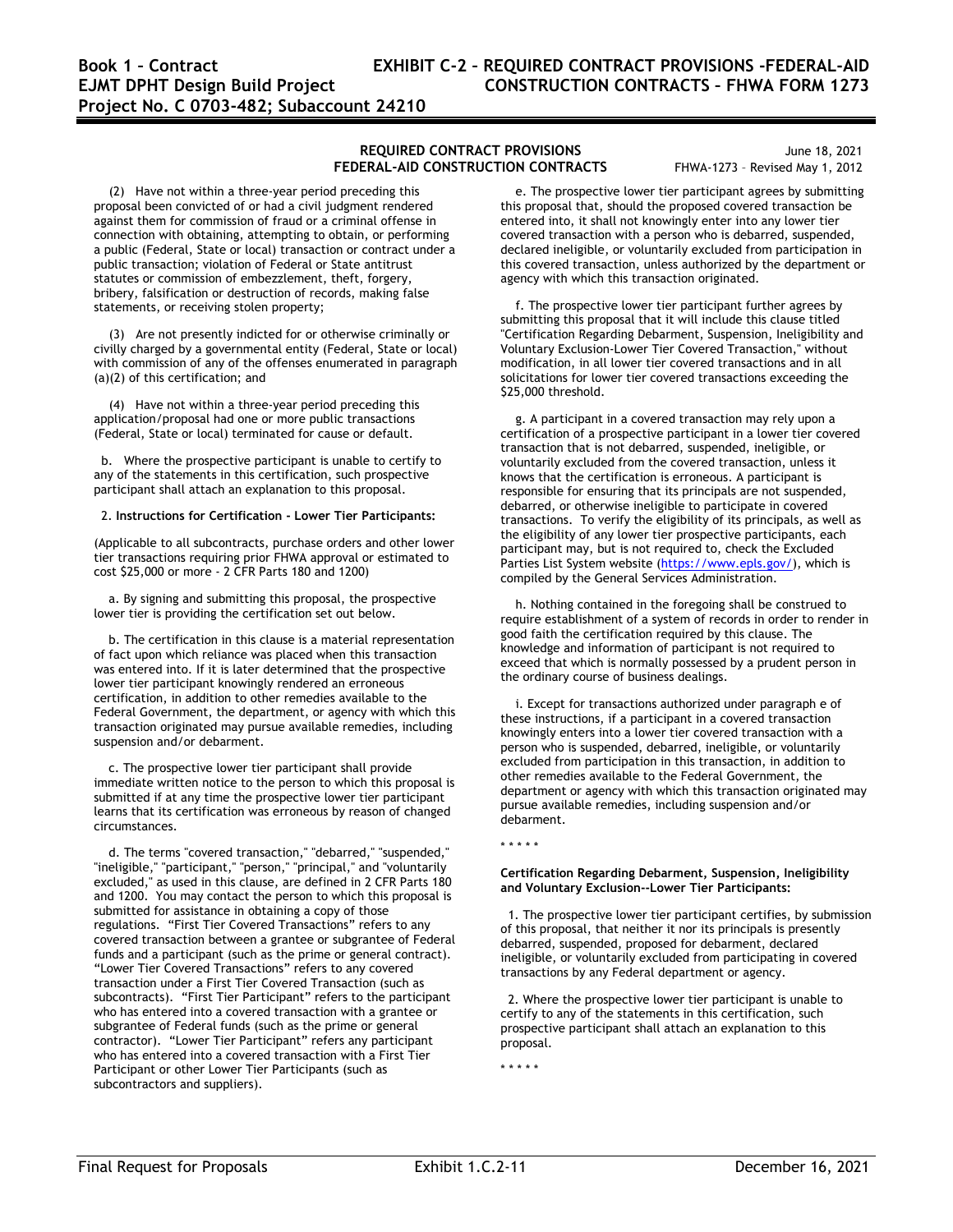**REQUIRED CONTRACT PROVISIONS**
**FEDERAL-AID CONSTRUCTION CONTRACTS**

June 18, 2021
FHWA-1273 – Revised May 1, 2012

(2) Have not within a three-year period preceding this proposal been convicted of or had a civil judgment rendered against them for commission of fraud or a criminal offense in connection with obtaining, attempting to obtain, or performing a public (Federal, State or local) transaction or contract under a public transaction; violation of Federal or State antitrust statutes or commission of embezzlement, theft, forgery, bribery, falsification or destruction of records, making false statements, or receiving stolen property;

(3) Are not presently indicted for or otherwise criminally or civilly charged by a governmental entity (Federal, State or local) with commission of any of the offenses enumerated in paragraph (a)(2) of this certification; and

(4) Have not within a three-year period preceding this application/proposal had one or more public transactions (Federal, State or local) terminated for cause or default.

b. Where the prospective participant is unable to certify to any of the statements in this certification, such prospective participant shall attach an explanation to this proposal.

2. **Instructions for Certification - Lower Tier Participants:**

(Applicable to all subcontracts, purchase orders and other lower tier transactions requiring prior FHWA approval or estimated to cost $25,000 or more - 2 CFR Parts 180 and 1200)

a. By signing and submitting this proposal, the prospective lower tier is providing the certification set out below.

b. The certification in this clause is a material representation of fact upon which reliance was placed when this transaction was entered into. If it is later determined that the prospective lower tier participant knowingly rendered an erroneous certification, in addition to other remedies available to the Federal Government, the department, or agency with which this transaction originated may pursue available remedies, including suspension and/or debarment.

c. The prospective lower tier participant shall provide immediate written notice to the person to which this proposal is submitted if at any time the prospective lower tier participant learns that its certification was erroneous by reason of changed circumstances.

d. The terms "covered transaction," "debarred," "suspended," "ineligible," "participant," "person," "principal," and "voluntarily excluded," as used in this clause, are defined in 2 CFR Parts 180 and 1200. You may contact the person to which this proposal is submitted for assistance in obtaining a copy of those regulations. "First Tier Covered Transactions" refers to any covered transaction between a grantee or subgrantee of Federal funds and a participant (such as the prime or general contract). "Lower Tier Covered Transactions" refers to any covered transaction under a First Tier Covered Transaction (such as subcontracts). "First Tier Participant" refers to the participant who has entered into a covered transaction with a grantee or subgrantee of Federal funds (such as the prime or general contractor). "Lower Tier Participant" refers any participant who has entered into a covered transaction with a First Tier Participant or other Lower Tier Participants (such as subcontractors and suppliers).

e. The prospective lower tier participant agrees by submitting this proposal that, should the proposed covered transaction be entered into, it shall not knowingly enter into any lower tier covered transaction with a person who is debarred, suspended, declared ineligible, or voluntarily excluded from participation in this covered transaction, unless authorized by the department or agency with which this transaction originated.

f. The prospective lower tier participant further agrees by submitting this proposal that it will include this clause titled "Certification Regarding Debarment, Suspension, Ineligibility and Voluntary Exclusion-Lower Tier Covered Transaction," without modification, in all lower tier covered transactions and in all solicitations for lower tier covered transactions exceeding the $25,000 threshold.

g. A participant in a covered transaction may rely upon a certification of a prospective participant in a lower tier covered transaction that is not debarred, suspended, ineligible, or voluntarily excluded from the covered transaction, unless it knows that the certification is erroneous. A participant is responsible for ensuring that its principals are not suspended, debarred, or otherwise ineligible to participate in covered transactions. To verify the eligibility of its principals, as well as the eligibility of any lower tier prospective participants, each participant may, but is not required to, check the Excluded Parties List System website (https://www.epls.gov/), which is compiled by the General Services Administration.

h. Nothing contained in the foregoing shall be construed to require establishment of a system of records in order to render in good faith the certification required by this clause. The knowledge and information of participant is not required to exceed that which is normally possessed by a prudent person in the ordinary course of business dealings.

i. Except for transactions authorized under paragraph e of these instructions, if a participant in a covered transaction knowingly enters into a lower tier covered transaction with a person who is suspended, debarred, ineligible, or voluntarily excluded from participation in this transaction, in addition to other remedies available to the Federal Government, the department or agency with which this transaction originated may pursue available remedies, including suspension and/or debarment.

\* \* \* \* \*

**Certification Regarding Debarment, Suspension, Ineligibility and Voluntary Exclusion--Lower Tier Participants:**

1. The prospective lower tier participant certifies, by submission of this proposal, that neither it nor its principals is presently debarred, suspended, proposed for debarment, declared ineligible, or voluntarily excluded from participating in covered transactions by any Federal department or agency.

2. Where the prospective lower tier participant is unable to certify to any of the statements in this certification, such prospective participant shall attach an explanation to this proposal.

\* \* \* \* \*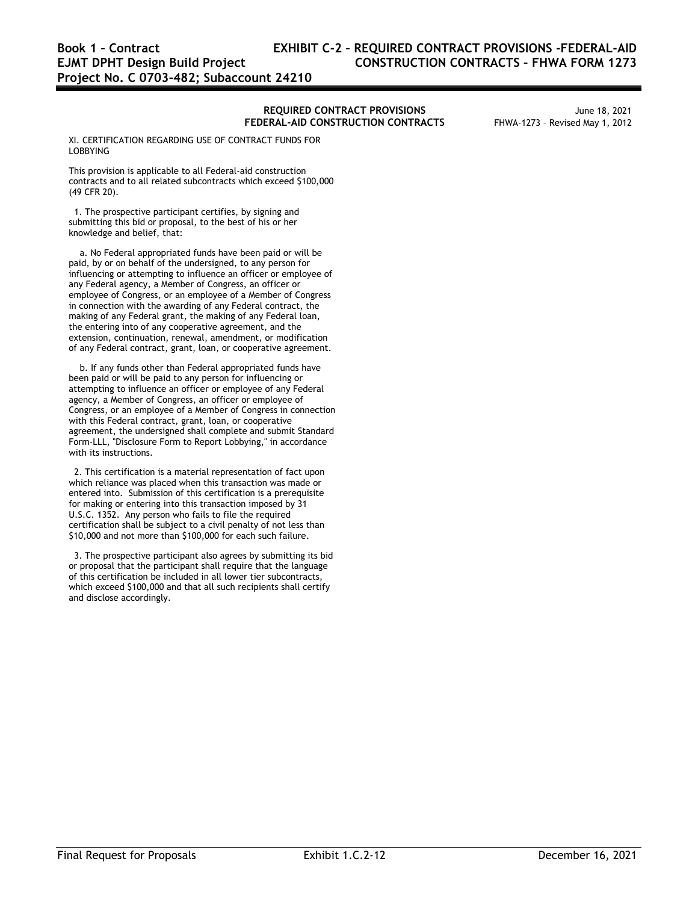XI. CERTIFICATION REGARDING USE OF CONTRACT FUNDS FOR LOBBYING

This provision is applicable to all Federal-aid construction contracts and to all related subcontracts which exceed $100,000 (49 CFR 20).

1. The prospective participant certifies, by signing and submitting this bid or proposal, to the best of his or her knowledge and belief, that:

a. No Federal appropriated funds have been paid or will be paid, by or on behalf of the undersigned, to any person for influencing or attempting to influence an officer or employee of any Federal agency, a Member of Congress, an officer or employee of Congress, or an employee of a Member of Congress in connection with the awarding of any Federal contract, the making of any Federal grant, the making of any Federal loan, the entering into of any cooperative agreement, and the extension, continuation, renewal, amendment, or modification of any Federal contract, grant, loan, or cooperative agreement.

b. If any funds other than Federal appropriated funds have been paid or will be paid to any person for influencing or attempting to influence an officer or employee of any Federal agency, a Member of Congress, an officer or employee of Congress, or an employee of a Member of Congress in connection with this Federal contract, grant, loan, or cooperative agreement, the undersigned shall complete and submit Standard Form-LLL, "Disclosure Form to Report Lobbying," in accordance with its instructions.

2. This certification is a material representation of fact upon which reliance was placed when this transaction was made or entered into. Submission of this certification is a prerequisite for making or entering into this transaction imposed by 31 U.S.C. 1352. Any person who fails to file the required certification shall be subject to a civil penalty of not less than $10,000 and not more than $100,000 for each such failure.

3. The prospective participant also agrees by submitting its bid or proposal that the participant shall require that the language of this certification be included in all lower tier subcontracts, which exceed $100,000 and that all such recipients shall certify and disclose accordingly.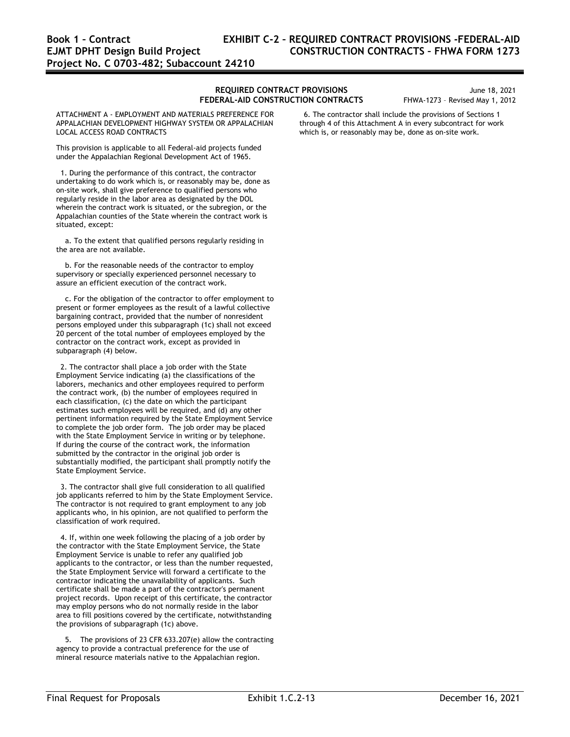ATTACHMENT A - EMPLOYMENT AND MATERIALS PREFERENCE FOR APPALACHIAN DEVELOPMENT HIGHWAY SYSTEM OR APPALACHIAN LOCAL ACCESS ROAD CONTRACTS

This provision is applicable to all Federal-aid projects funded under the Appalachian Regional Development Act of 1965.

1. During the performance of this contract, the contractor undertaking to do work which is, or reasonably may be, done as on-site work, shall give preference to qualified persons who regularly reside in the labor area as designated by the DOL wherein the contract work is situated, or the subregion, or the Appalachian counties of the State wherein the contract work is situated, except:

a. To the extent that qualified persons regularly residing in the area are not available.

b. For the reasonable needs of the contractor to employ supervisory or specially experienced personnel necessary to assure an efficient execution of the contract work.

c. For the obligation of the contractor to offer employment to present or former employees as the result of a lawful collective bargaining contract, provided that the number of nonresident persons employed under this subparagraph (1c) shall not exceed 20 percent of the total number of employees employed by the contractor on the contract work, except as provided in subparagraph (4) below.

2. The contractor shall place a job order with the State Employment Service indicating (a) the classifications of the laborers, mechanics and other employees required to perform the contract work, (b) the number of employees required in each classification, (c) the date on which the participant estimates such employees will be required, and (d) any other pertinent information required by the State Employment Service to complete the job order form. The job order may be placed with the State Employment Service in writing or by telephone. If during the course of the contract work, the information submitted by the contractor in the original job order is substantially modified, the participant shall promptly notify the State Employment Service.

3. The contractor shall give full consideration to all qualified job applicants referred to him by the State Employment Service. The contractor is not required to grant employment to any job applicants who, in his opinion, are not qualified to perform the classification of work required.

4. If, within one week following the placing of a job order by the contractor with the State Employment Service, the State Employment Service is unable to refer any qualified job applicants to the contractor, or less than the number requested, the State Employment Service will forward a certificate to the contractor indicating the unavailability of applicants. Such certificate shall be made a part of the contractor's permanent project records. Upon receipt of this certificate, the contractor may employ persons who do not normally reside in the labor area to fill positions covered by the certificate, notwithstanding the provisions of subparagraph (1c) above.

5. The provisions of 23 CFR 633.207(e) allow the contracting agency to provide a contractual preference for the use of mineral resource materials native to the Appalachian region.

6. The contractor shall include the provisions of Sections 1 through 4 of this Attachment A in every subcontract for work which is, or reasonably may be, done as on-site work.